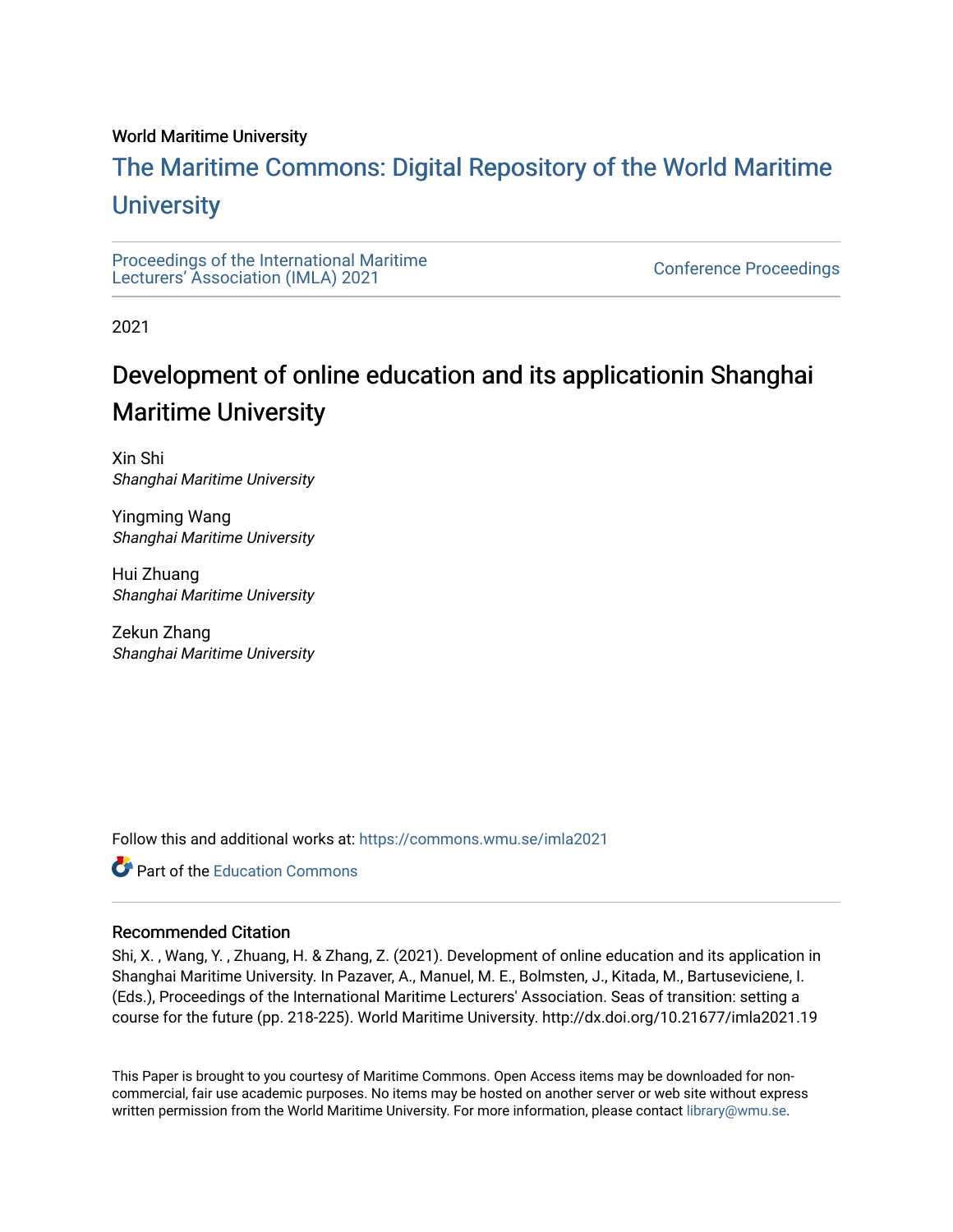World Maritime University

# The Maritime Commons: Digital Repository of the World Maritime University

Proceedings of the International Maritime Lecturers' Association (IMLA) 2021

Conference Proceedings

2021

# Development of online education and its applicationin Shanghai Maritime University

Xin Shi
*Shanghai Maritime University*

Yingming Wang
*Shanghai Maritime University*

Hui Zhuang
*Shanghai Maritime University*

Zekun Zhang
*Shanghai Maritime University*

Follow this and additional works at: https://commons.wmu.se/imla2021

Part of the Education Commons

## Recommended Citation

Shi, X. , Wang, Y. , Zhuang, H. & Zhang, Z. (2021). Development of online education and its application in Shanghai Maritime University. In Pazaver, A., Manuel, M. E., Bolmsten, J., Kitada, M., Bartuseviciene, I. (Eds.), Proceedings of the International Maritime Lecturers' Association. Seas of transition: setting a course for the future (pp. 218-225). World Maritime University. http://dx.doi.org/10.21677/imla2021.19

This Paper is brought to you courtesy of Maritime Commons. Open Access items may be downloaded for non-commercial, fair use academic purposes. No items may be hosted on another server or web site without express written permission from the World Maritime University. For more information, please contact library@wmu.se.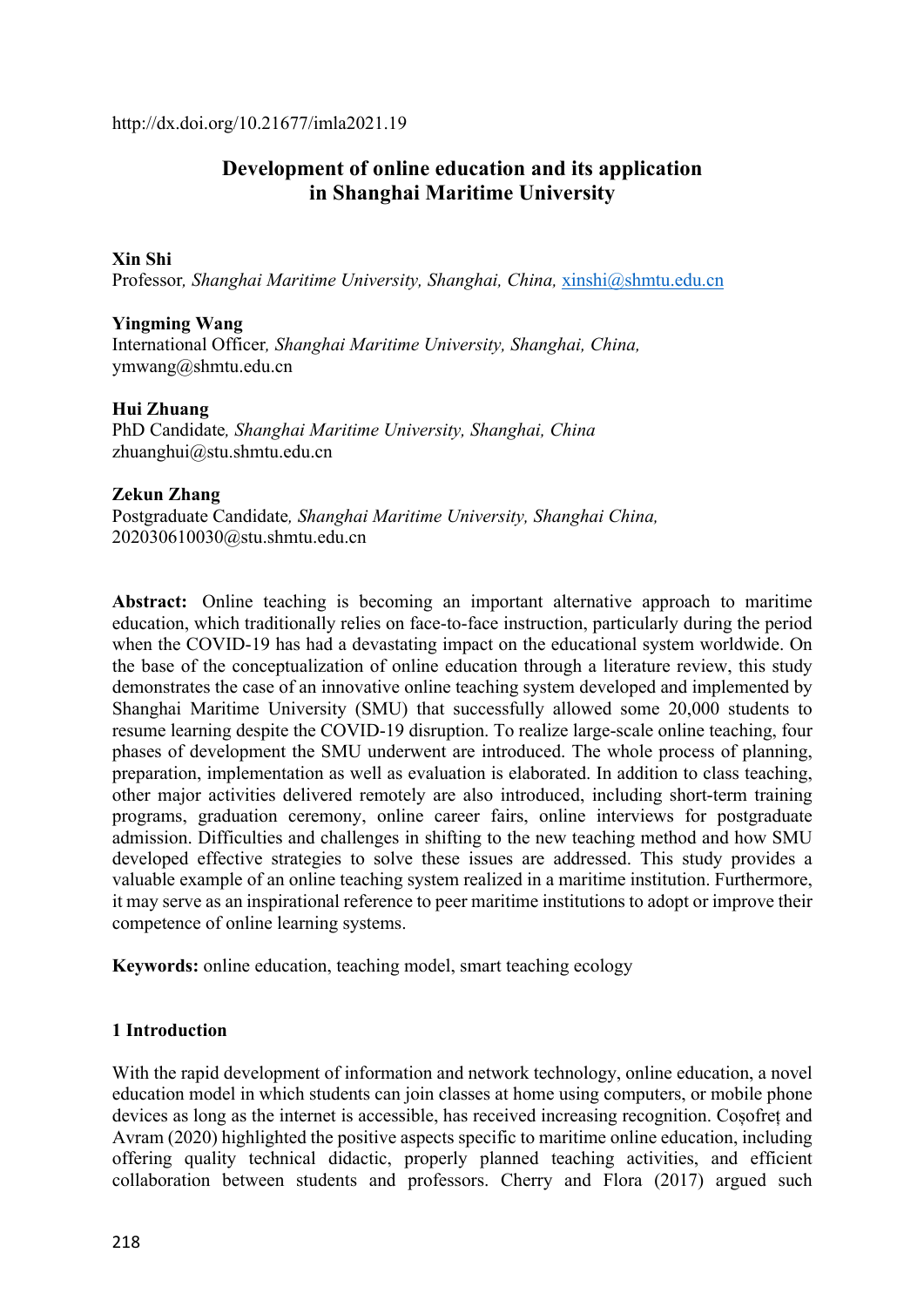http://dx.doi.org/10.21677/imla2021.19

# Development of online education and its application in Shanghai Maritime University

**Xin Shi**
Professor, *Shanghai Maritime University, Shanghai, China,* xinshi@shmtu.edu.cn

**Yingming Wang**
International Officer, *Shanghai Maritime University, Shanghai, China,* ymwang@shmtu.edu.cn

**Hui Zhuang**
PhD Candidate, *Shanghai Maritime University, Shanghai, China* zhuanghui@stu.shmtu.edu.cn

**Zekun Zhang**
Postgraduate Candidate, *Shanghai Maritime University, Shanghai China,* 202030610030@stu.shmtu.edu.cn

**Abstract:** Online teaching is becoming an important alternative approach to maritime education, which traditionally relies on face-to-face instruction, particularly during the period when the COVID-19 has had a devastating impact on the educational system worldwide. On the base of the conceptualization of online education through a literature review, this study demonstrates the case of an innovative online teaching system developed and implemented by Shanghai Maritime University (SMU) that successfully allowed some 20,000 students to resume learning despite the COVID-19 disruption. To realize large-scale online teaching, four phases of development the SMU underwent are introduced. The whole process of planning, preparation, implementation as well as evaluation is elaborated. In addition to class teaching, other major activities delivered remotely are also introduced, including short-term training programs, graduation ceremony, online career fairs, online interviews for postgraduate admission. Difficulties and challenges in shifting to the new teaching method and how SMU developed effective strategies to solve these issues are addressed. This study provides a valuable example of an online teaching system realized in a maritime institution. Furthermore, it may serve as an inspirational reference to peer maritime institutions to adopt or improve their competence of online learning systems.

**Keywords:** online education, teaching model, smart teaching ecology

## 1 Introduction

With the rapid development of information and network technology, online education, a novel education model in which students can join classes at home using computers, or mobile phone devices as long as the internet is accessible, has received increasing recognition. Coșofreț and Avram (2020) highlighted the positive aspects specific to maritime online education, including offering quality technical didactic, properly planned teaching activities, and efficient collaboration between students and professors. Cherry and Flora (2017) argued such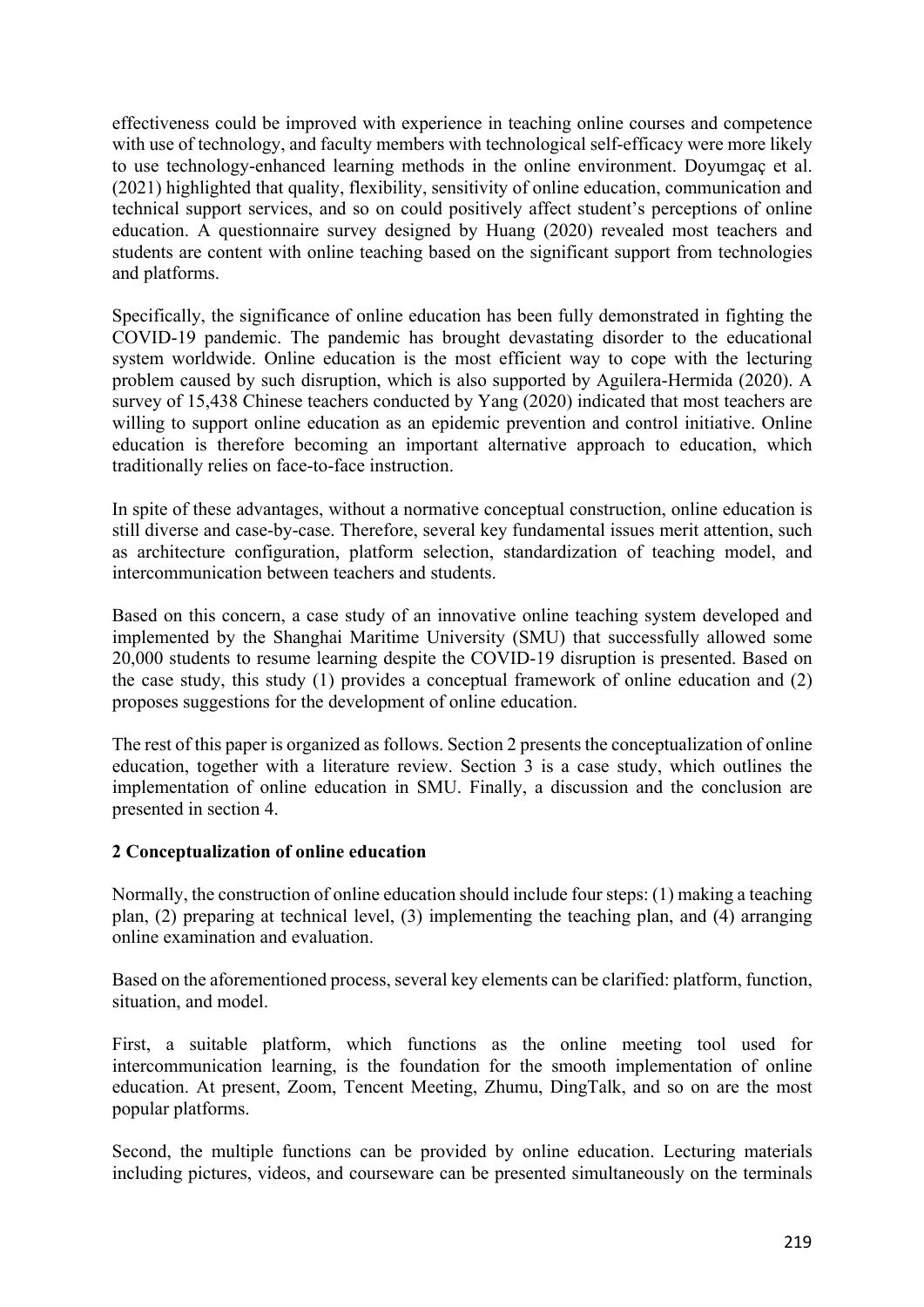effectiveness could be improved with experience in teaching online courses and competence with use of technology, and faculty members with technological self-efficacy were more likely to use technology-enhanced learning methods in the online environment. Doyumgaç et al. (2021) highlighted that quality, flexibility, sensitivity of online education, communication and technical support services, and so on could positively affect student's perceptions of online education. A questionnaire survey designed by Huang (2020) revealed most teachers and students are content with online teaching based on the significant support from technologies and platforms.

Specifically, the significance of online education has been fully demonstrated in fighting the COVID-19 pandemic. The pandemic has brought devastating disorder to the educational system worldwide. Online education is the most efficient way to cope with the lecturing problem caused by such disruption, which is also supported by Aguilera-Hermida (2020). A survey of 15,438 Chinese teachers conducted by Yang (2020) indicated that most teachers are willing to support online education as an epidemic prevention and control initiative. Online education is therefore becoming an important alternative approach to education, which traditionally relies on face-to-face instruction.

In spite of these advantages, without a normative conceptual construction, online education is still diverse and case-by-case. Therefore, several key fundamental issues merit attention, such as architecture configuration, platform selection, standardization of teaching model, and intercommunication between teachers and students.

Based on this concern, a case study of an innovative online teaching system developed and implemented by the Shanghai Maritime University (SMU) that successfully allowed some 20,000 students to resume learning despite the COVID-19 disruption is presented. Based on the case study, this study (1) provides a conceptual framework of online education and (2) proposes suggestions for the development of online education.

The rest of this paper is organized as follows. Section 2 presents the conceptualization of online education, together with a literature review. Section 3 is a case study, which outlines the implementation of online education in SMU. Finally, a discussion and the conclusion are presented in section 4.

## 2 Conceptualization of online education

Normally, the construction of online education should include four steps: (1) making a teaching plan, (2) preparing at technical level, (3) implementing the teaching plan, and (4) arranging online examination and evaluation.

Based on the aforementioned process, several key elements can be clarified: platform, function, situation, and model.

First, a suitable platform, which functions as the online meeting tool used for intercommunication learning, is the foundation for the smooth implementation of online education. At present, Zoom, Tencent Meeting, Zhumu, DingTalk, and so on are the most popular platforms.

Second, the multiple functions can be provided by online education. Lecturing materials including pictures, videos, and courseware can be presented simultaneously on the terminals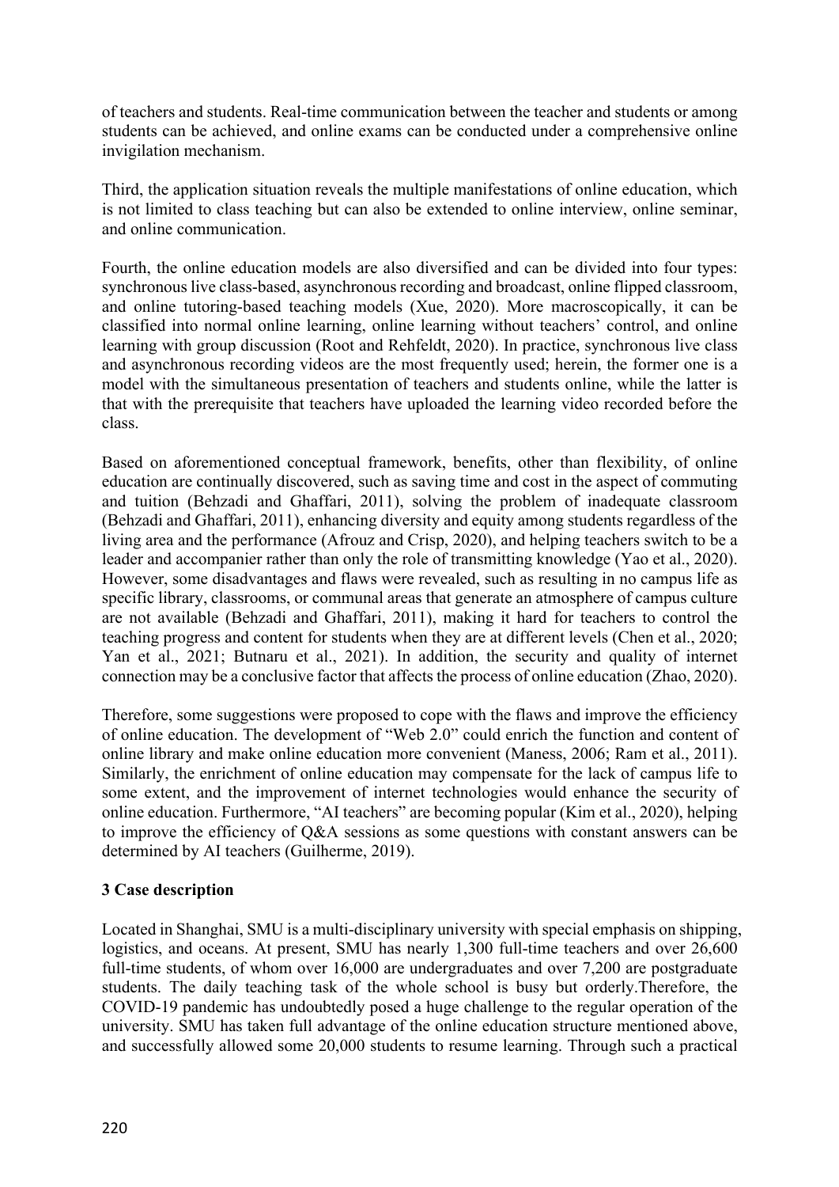of teachers and students. Real-time communication between the teacher and students or among students can be achieved, and online exams can be conducted under a comprehensive online invigilation mechanism.

Third, the application situation reveals the multiple manifestations of online education, which is not limited to class teaching but can also be extended to online interview, online seminar, and online communication.

Fourth, the online education models are also diversified and can be divided into four types: synchronous live class-based, asynchronous recording and broadcast, online flipped classroom, and online tutoring-based teaching models (Xue, 2020). More macroscopically, it can be classified into normal online learning, online learning without teachers' control, and online learning with group discussion (Root and Rehfeldt, 2020). In practice, synchronous live class and asynchronous recording videos are the most frequently used; herein, the former one is a model with the simultaneous presentation of teachers and students online, while the latter is that with the prerequisite that teachers have uploaded the learning video recorded before the class.

Based on aforementioned conceptual framework, benefits, other than flexibility, of online education are continually discovered, such as saving time and cost in the aspect of commuting and tuition (Behzadi and Ghaffari, 2011), solving the problem of inadequate classroom (Behzadi and Ghaffari, 2011), enhancing diversity and equity among students regardless of the living area and the performance (Afrouz and Crisp, 2020), and helping teachers switch to be a leader and accompanier rather than only the role of transmitting knowledge (Yao et al., 2020). However, some disadvantages and flaws were revealed, such as resulting in no campus life as specific library, classrooms, or communal areas that generate an atmosphere of campus culture are not available (Behzadi and Ghaffari, 2011), making it hard for teachers to control the teaching progress and content for students when they are at different levels (Chen et al., 2020; Yan et al., 2021; Butnaru et al., 2021). In addition, the security and quality of internet connection may be a conclusive factor that affects the process of online education (Zhao, 2020).

Therefore, some suggestions were proposed to cope with the flaws and improve the efficiency of online education. The development of "Web 2.0" could enrich the function and content of online library and make online education more convenient (Maness, 2006; Ram et al., 2011). Similarly, the enrichment of online education may compensate for the lack of campus life to some extent, and the improvement of internet technologies would enhance the security of online education. Furthermore, "AI teachers" are becoming popular (Kim et al., 2020), helping to improve the efficiency of Q&A sessions as some questions with constant answers can be determined by AI teachers (Guilherme, 2019).

## 3 Case description

Located in Shanghai, SMU is a multi-disciplinary university with special emphasis on shipping, logistics, and oceans. At present, SMU has nearly 1,300 full-time teachers and over 26,600 full-time students, of whom over 16,000 are undergraduates and over 7,200 are postgraduate students. The daily teaching task of the whole school is busy but orderly.Therefore, the COVID-19 pandemic has undoubtedly posed a huge challenge to the regular operation of the university. SMU has taken full advantage of the online education structure mentioned above, and successfully allowed some 20,000 students to resume learning. Through such a practical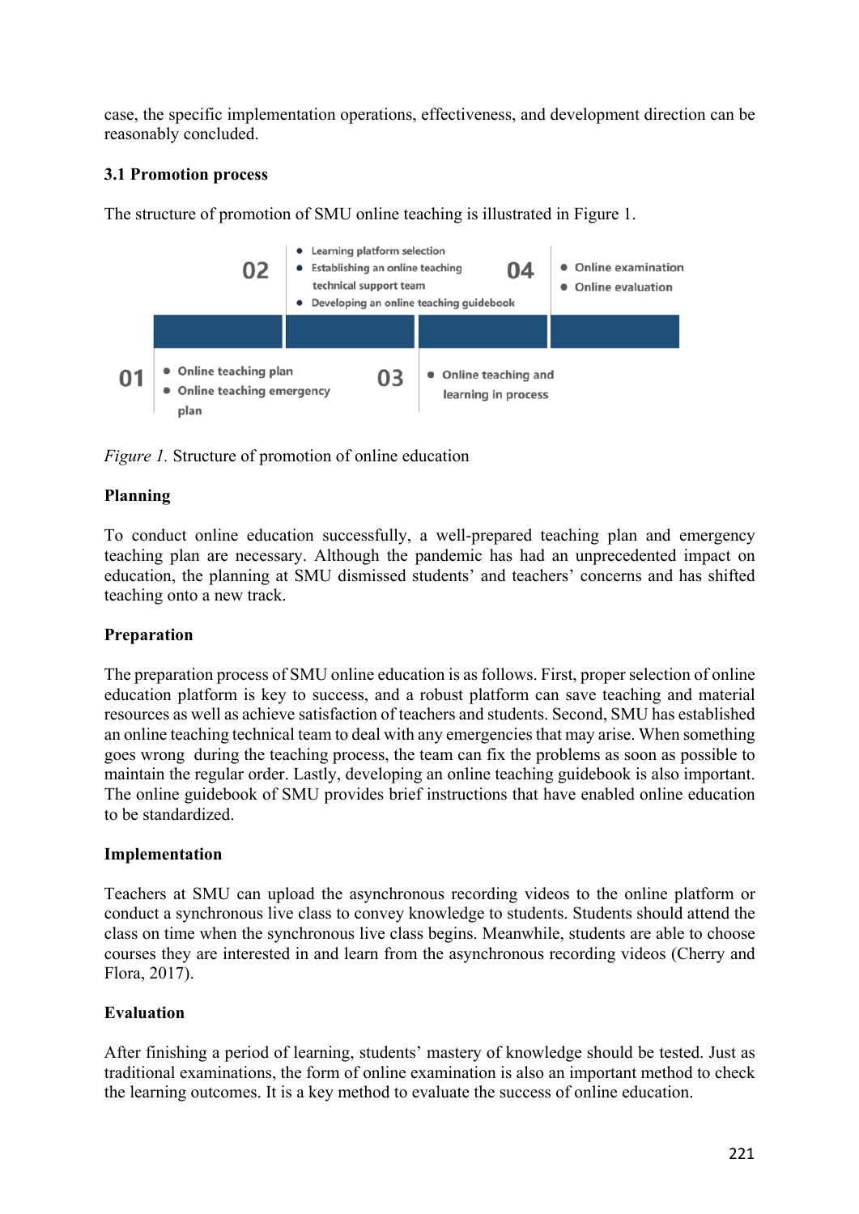case, the specific implementation operations, effectiveness, and development direction can be reasonably concluded.

### 3.1 Promotion process

The structure of promotion of SMU online teaching is illustrated in Figure 1.

01
- Online teaching plan
- Online teaching emergency plan

02
- Learning platform selection
- Establishing an online teaching technical support team
- Developing an online teaching guidebook

03
- Online teaching and learning in process

04
- Online examination
- Online evaluation

*Figure 1.* Structure of promotion of online education

**Planning**

To conduct online education successfully, a well-prepared teaching plan and emergency teaching plan are necessary. Although the pandemic has had an unprecedented impact on education, the planning at SMU dismissed students' and teachers' concerns and has shifted teaching onto a new track.

**Preparation**

The preparation process of SMU online education is as follows. First, proper selection of online education platform is key to success, and a robust platform can save teaching and material resources as well as achieve satisfaction of teachers and students. Second, SMU has established an online teaching technical team to deal with any emergencies that may arise. When something goes wrong during the teaching process, the team can fix the problems as soon as possible to maintain the regular order. Lastly, developing an online teaching guidebook is also important. The online guidebook of SMU provides brief instructions that have enabled online education to be standardized.

**Implementation**

Teachers at SMU can upload the asynchronous recording videos to the online platform or conduct a synchronous live class to convey knowledge to students. Students should attend the class on time when the synchronous live class begins. Meanwhile, students are able to choose courses they are interested in and learn from the asynchronous recording videos (Cherry and Flora, 2017).

**Evaluation**

After finishing a period of learning, students' mastery of knowledge should be tested. Just as traditional examinations, the form of online examination is also an important method to check the learning outcomes. It is a key method to evaluate the success of online education.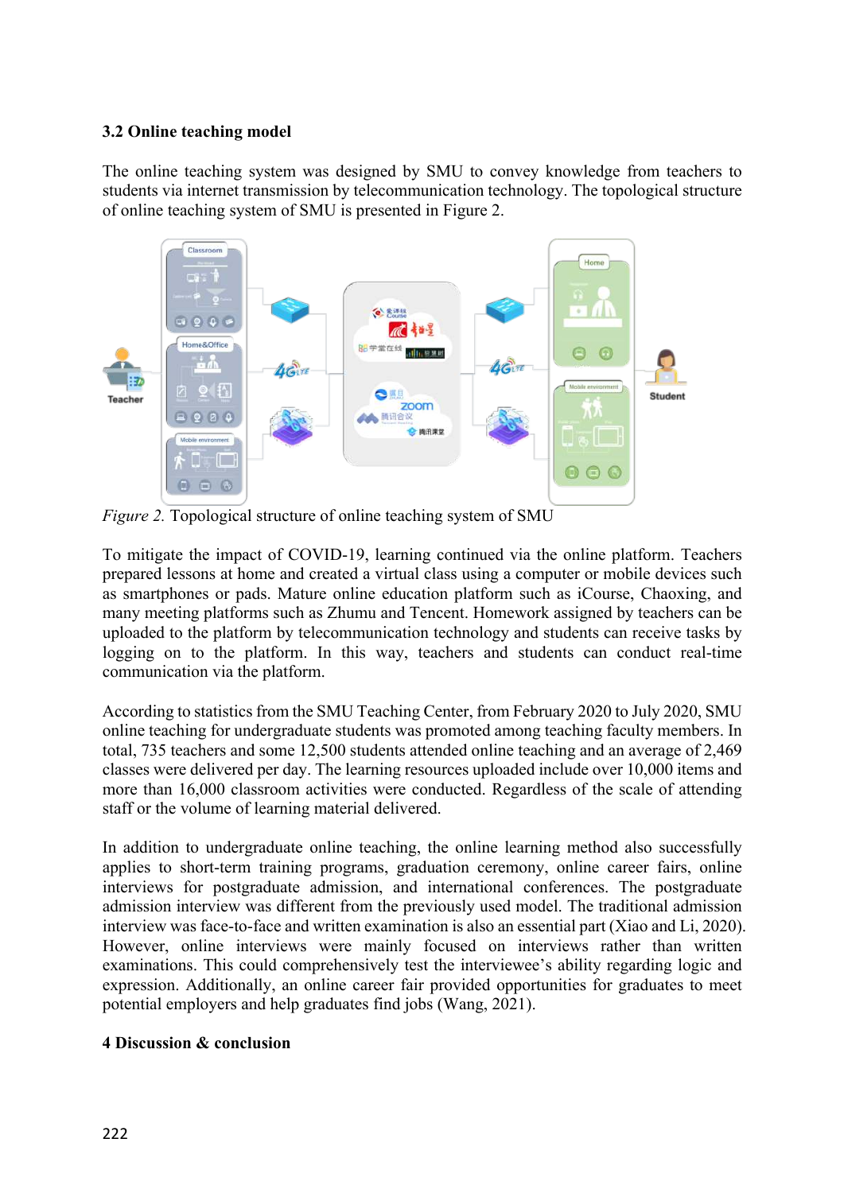### 3.2 Online teaching model

The online teaching system was designed by SMU to convey knowledge from teachers to students via internet transmission by telecommunication technology. The topological structure of online teaching system of SMU is presented in Figure 2.

*Figure 2.* Topological structure of online teaching system of SMU

To mitigate the impact of COVID-19, learning continued via the online platform. Teachers prepared lessons at home and created a virtual class using a computer or mobile devices such as smartphones or pads. Mature online education platform such as iCourse, Chaoxing, and many meeting platforms such as Zhumu and Tencent. Homework assigned by teachers can be uploaded to the platform by telecommunication technology and students can receive tasks by logging on to the platform. In this way, teachers and students can conduct real-time communication via the platform.

According to statistics from the SMU Teaching Center, from February 2020 to July 2020, SMU online teaching for undergraduate students was promoted among teaching faculty members. In total, 735 teachers and some 12,500 students attended online teaching and an average of 2,469 classes were delivered per day. The learning resources uploaded include over 10,000 items and more than 16,000 classroom activities were conducted. Regardless of the scale of attending staff or the volume of learning material delivered.

In addition to undergraduate online teaching, the online learning method also successfully applies to short-term training programs, graduation ceremony, online career fairs, online interviews for postgraduate admission, and international conferences. The postgraduate admission interview was different from the previously used model. The traditional admission interview was face-to-face and written examination is also an essential part (Xiao and Li, 2020). However, online interviews were mainly focused on interviews rather than written examinations. This could comprehensively test the interviewee's ability regarding logic and expression. Additionally, an online career fair provided opportunities for graduates to meet potential employers and help graduates find jobs (Wang, 2021).

## 4 Discussion & conclusion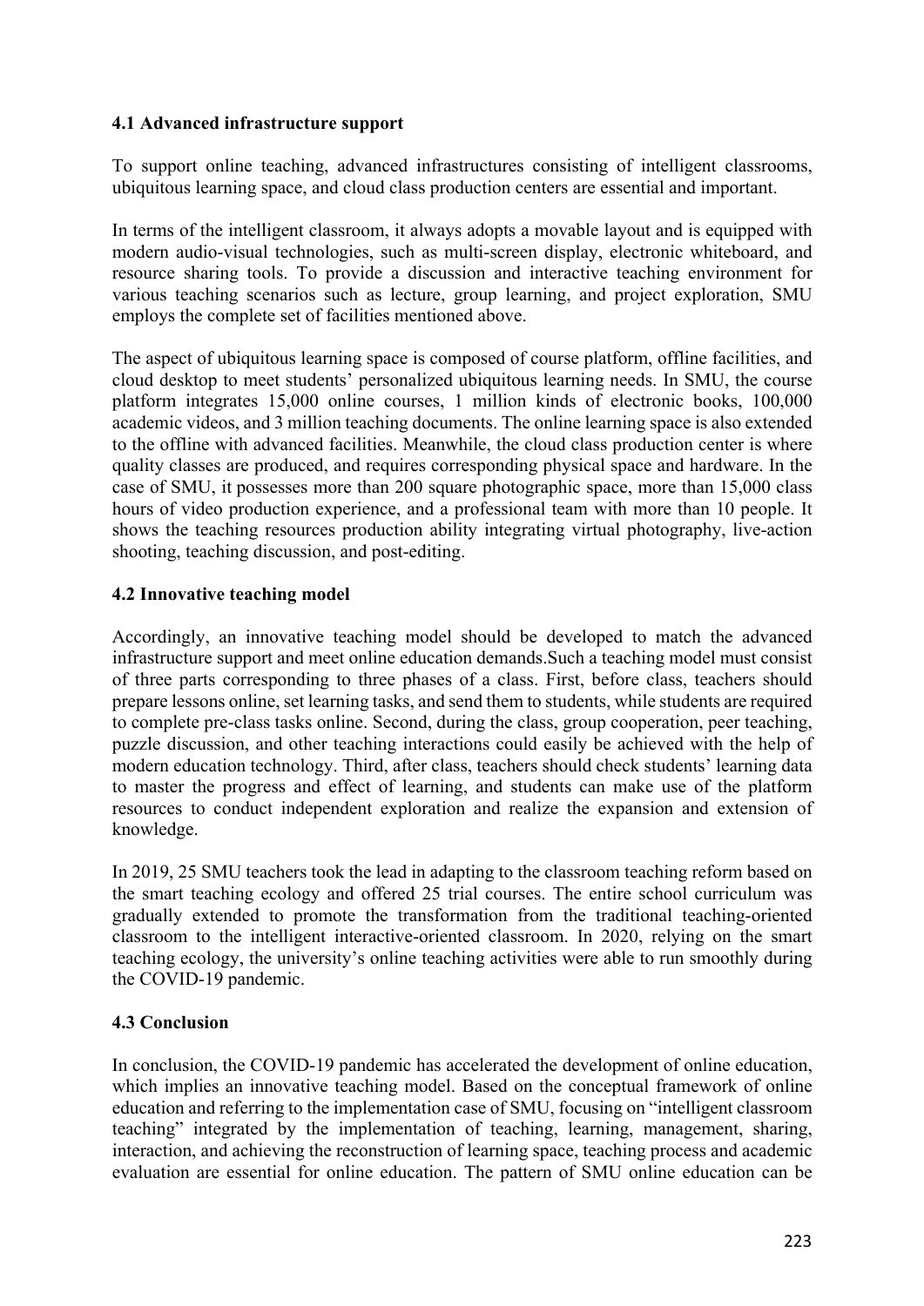### 4.1 Advanced infrastructure support

To support online teaching, advanced infrastructures consisting of intelligent classrooms, ubiquitous learning space, and cloud class production centers are essential and important.

In terms of the intelligent classroom, it always adopts a movable layout and is equipped with modern audio-visual technologies, such as multi-screen display, electronic whiteboard, and resource sharing tools. To provide a discussion and interactive teaching environment for various teaching scenarios such as lecture, group learning, and project exploration, SMU employs the complete set of facilities mentioned above.

The aspect of ubiquitous learning space is composed of course platform, offline facilities, and cloud desktop to meet students' personalized ubiquitous learning needs. In SMU, the course platform integrates 15,000 online courses, 1 million kinds of electronic books, 100,000 academic videos, and 3 million teaching documents. The online learning space is also extended to the offline with advanced facilities. Meanwhile, the cloud class production center is where quality classes are produced, and requires corresponding physical space and hardware. In the case of SMU, it possesses more than 200 square photographic space, more than 15,000 class hours of video production experience, and a professional team with more than 10 people. It shows the teaching resources production ability integrating virtual photography, live-action shooting, teaching discussion, and post-editing.

### 4.2 Innovative teaching model

Accordingly, an innovative teaching model should be developed to match the advanced infrastructure support and meet online education demands.Such a teaching model must consist of three parts corresponding to three phases of a class. First, before class, teachers should prepare lessons online, set learning tasks, and send them to students, while students are required to complete pre-class tasks online. Second, during the class, group cooperation, peer teaching, puzzle discussion, and other teaching interactions could easily be achieved with the help of modern education technology. Third, after class, teachers should check students' learning data to master the progress and effect of learning, and students can make use of the platform resources to conduct independent exploration and realize the expansion and extension of knowledge.

In 2019, 25 SMU teachers took the lead in adapting to the classroom teaching reform based on the smart teaching ecology and offered 25 trial courses. The entire school curriculum was gradually extended to promote the transformation from the traditional teaching-oriented classroom to the intelligent interactive-oriented classroom. In 2020, relying on the smart teaching ecology, the university's online teaching activities were able to run smoothly during the COVID-19 pandemic.

### 4.3 Conclusion

In conclusion, the COVID-19 pandemic has accelerated the development of online education, which implies an innovative teaching model. Based on the conceptual framework of online education and referring to the implementation case of SMU, focusing on "intelligent classroom teaching" integrated by the implementation of teaching, learning, management, sharing, interaction, and achieving the reconstruction of learning space, teaching process and academic evaluation are essential for online education. The pattern of SMU online education can be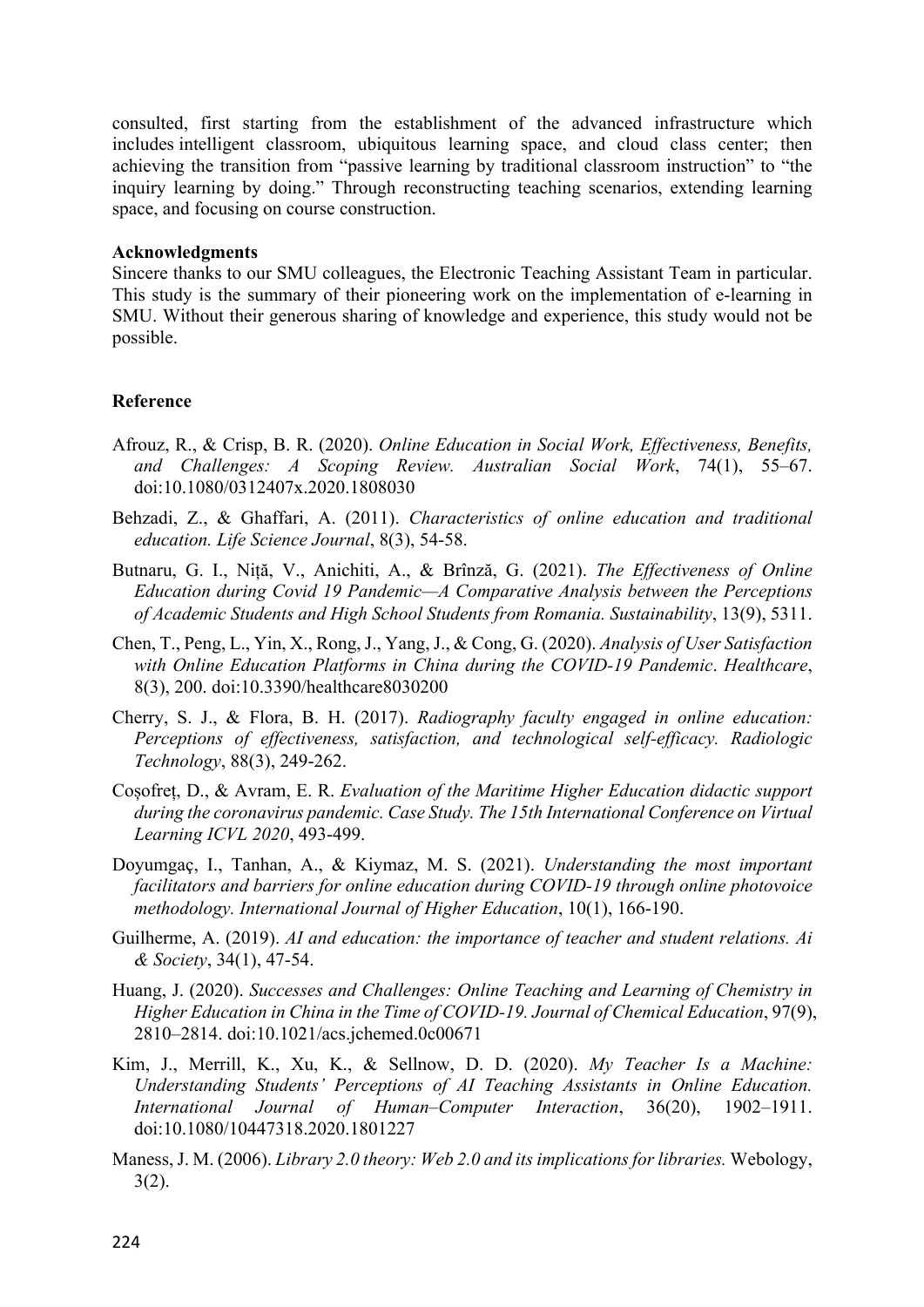consulted, first starting from the establishment of the advanced infrastructure which includes intelligent classroom, ubiquitous learning space, and cloud class center; then achieving the transition from "passive learning by traditional classroom instruction" to "the inquiry learning by doing." Through reconstructing teaching scenarios, extending learning space, and focusing on course construction.

**Acknowledgments**

Sincere thanks to our SMU colleagues, the Electronic Teaching Assistant Team in particular. This study is the summary of their pioneering work on the implementation of e-learning in SMU. Without their generous sharing of knowledge and experience, this study would not be possible.

**Reference**

Afrouz, R., & Crisp, B. R. (2020). *Online Education in Social Work, Effectiveness, Benefits, and Challenges: A Scoping Review. Australian Social Work*, 74(1), 55–67. doi:10.1080/0312407x.2020.1808030

Behzadi, Z., & Ghaffari, A. (2011). *Characteristics of online education and traditional education. Life Science Journal*, 8(3), 54-58.

Butnaru, G. I., Niță, V., Anichiti, A., & Brînză, G. (2021). *The Effectiveness of Online Education during Covid 19 Pandemic—A Comparative Analysis between the Perceptions of Academic Students and High School Students from Romania. Sustainability*, 13(9), 5311.

Chen, T., Peng, L., Yin, X., Rong, J., Yang, J., & Cong, G. (2020). *Analysis of User Satisfaction with Online Education Platforms in China during the COVID-19 Pandemic*. *Healthcare*, 8(3), 200. doi:10.3390/healthcare8030200

Cherry, S. J., & Flora, B. H. (2017). *Radiography faculty engaged in online education: Perceptions of effectiveness, satisfaction, and technological self-efficacy. Radiologic Technology*, 88(3), 249-262.

Coșofreț, D., & Avram, E. R. *Evaluation of the Maritime Higher Education didactic support during the coronavirus pandemic. Case Study. The 15th International Conference on Virtual Learning ICVL 2020*, 493-499.

Doyumgaç, I., Tanhan, A., & Kiymaz, M. S. (2021). *Understanding the most important facilitators and barriers for online education during COVID-19 through online photovoice methodology. International Journal of Higher Education*, 10(1), 166-190.

Guilherme, A. (2019). *AI and education: the importance of teacher and student relations. Ai & Society*, 34(1), 47-54.

Huang, J. (2020). *Successes and Challenges: Online Teaching and Learning of Chemistry in Higher Education in China in the Time of COVID-19. Journal of Chemical Education*, 97(9), 2810–2814. doi:10.1021/acs.jchemed.0c00671

Kim, J., Merrill, K., Xu, K., & Sellnow, D. D. (2020). *My Teacher Is a Machine: Understanding Students' Perceptions of AI Teaching Assistants in Online Education. International Journal of Human–Computer Interaction*, 36(20), 1902–1911. doi:10.1080/10447318.2020.1801227

Maness, J. M. (2006). *Library 2.0 theory: Web 2.0 and its implications for libraries.* Webology, 3(2).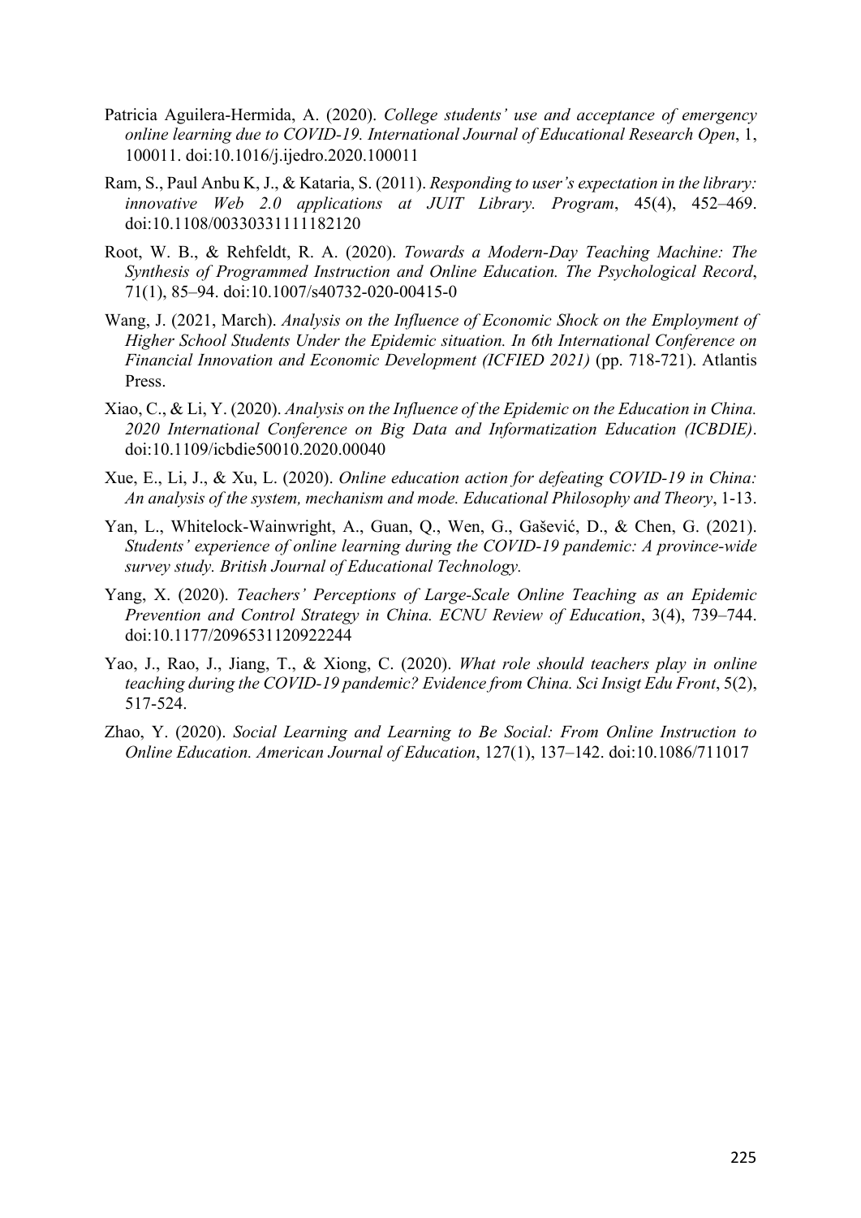Patricia Aguilera-Hermida, A. (2020). *College students' use and acceptance of emergency online learning due to COVID-19. International Journal of Educational Research Open*, 1, 100011. doi:10.1016/j.ijedro.2020.100011

Ram, S., Paul Anbu K, J., & Kataria, S. (2011). *Responding to user's expectation in the library: innovative Web 2.0 applications at JUIT Library. Program*, 45(4), 452–469. doi:10.1108/00330331111182120

Root, W. B., & Rehfeldt, R. A. (2020). *Towards a Modern-Day Teaching Machine: The Synthesis of Programmed Instruction and Online Education. The Psychological Record*, 71(1), 85–94. doi:10.1007/s40732-020-00415-0

Wang, J. (2021, March). *Analysis on the Influence of Economic Shock on the Employment of Higher School Students Under the Epidemic situation. In 6th International Conference on Financial Innovation and Economic Development (ICFIED 2021)* (pp. 718-721). Atlantis Press.

Xiao, C., & Li, Y. (2020). *Analysis on the Influence of the Epidemic on the Education in China. 2020 International Conference on Big Data and Informatization Education (ICBDIE)*. doi:10.1109/icbdie50010.2020.00040

Xue, E., Li, J., & Xu, L. (2020). *Online education action for defeating COVID-19 in China: An analysis of the system, mechanism and mode. Educational Philosophy and Theory*, 1-13.

Yan, L., Whitelock-Wainwright, A., Guan, Q., Wen, G., Gašević, D., & Chen, G. (2021). *Students' experience of online learning during the COVID-19 pandemic: A province-wide survey study. British Journal of Educational Technology.*

Yang, X. (2020). *Teachers' Perceptions of Large-Scale Online Teaching as an Epidemic Prevention and Control Strategy in China. ECNU Review of Education*, 3(4), 739–744. doi:10.1177/2096531120922244

Yao, J., Rao, J., Jiang, T., & Xiong, C. (2020). *What role should teachers play in online teaching during the COVID-19 pandemic? Evidence from China. Sci Insigt Edu Front*, 5(2), 517-524.

Zhao, Y. (2020). *Social Learning and Learning to Be Social: From Online Instruction to Online Education. American Journal of Education*, 127(1), 137–142. doi:10.1086/711017